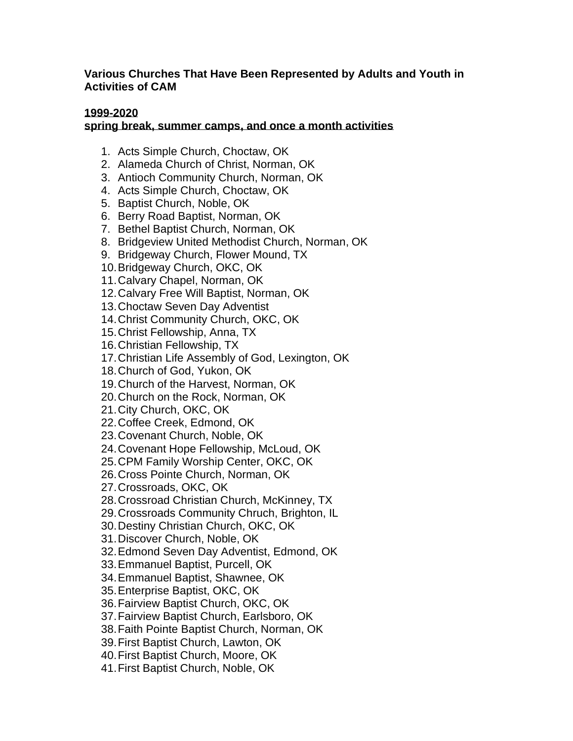**Various Churches That Have Been Represented by Adults and Youth in Activities of CAM**

**1999-2020**
**spring break, summer camps, and once a month activities**

1. Acts Simple Church, Choctaw, OK
2. Alameda Church of Christ, Norman, OK
3. Antioch Community Church, Norman, OK
4. Acts Simple Church, Choctaw, OK
5. Baptist Church, Noble, OK
6. Berry Road Baptist, Norman, OK
7. Bethel Baptist Church, Norman, OK
8. Bridgeview United Methodist Church, Norman, OK
9. Bridgeway Church, Flower Mound, TX
10. Bridgeway Church, OKC, OK
11. Calvary Chapel, Norman, OK
12. Calvary Free Will Baptist, Norman, OK
13. Choctaw Seven Day Adventist
14. Christ Community Church, OKC, OK
15. Christ Fellowship, Anna, TX
16. Christian Fellowship, TX
17. Christian Life Assembly of God, Lexington, OK
18. Church of God, Yukon, OK
19. Church of the Harvest, Norman, OK
20. Church on the Rock, Norman, OK
21. City Church, OKC, OK
22. Coffee Creek, Edmond, OK
23. Covenant Church, Noble, OK
24. Covenant Hope Fellowship, McLoud, OK
25. CPM Family Worship Center, OKC, OK
26. Cross Pointe Church, Norman, OK
27. Crossroads, OKC, OK
28. Crossroad Christian Church, McKinney, TX
29. Crossroads Community Chruch, Brighton, IL
30. Destiny Christian Church, OKC, OK
31. Discover Church, Noble, OK
32. Edmond Seven Day Adventist, Edmond, OK
33. Emmanuel Baptist, Purcell, OK
34. Emmanuel Baptist, Shawnee, OK
35. Enterprise Baptist, OKC, OK
36. Fairview Baptist Church, OKC, OK
37. Fairview Baptist Church, Earlsboro, OK
38. Faith Pointe Baptist Church, Norman, OK
39. First Baptist Church, Lawton, OK
40. First Baptist Church, Moore, OK
41. First Baptist Church, Noble, OK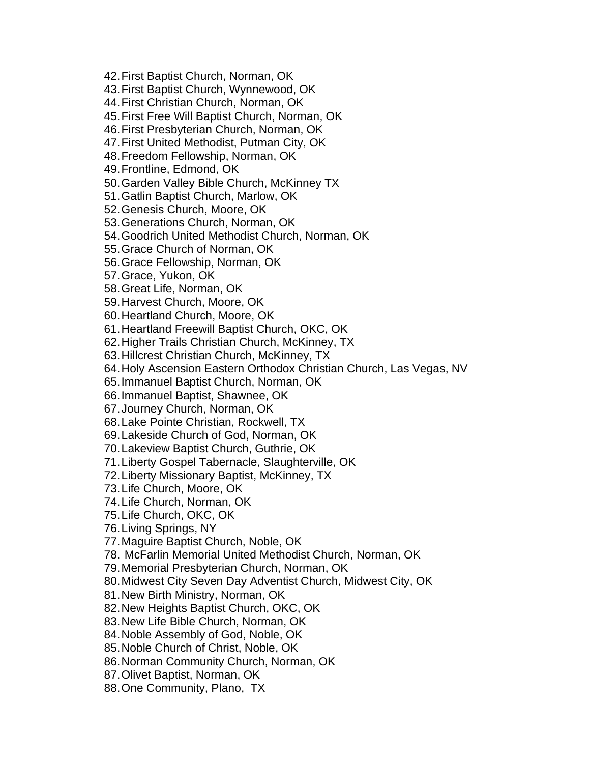42. First Baptist Church, Norman, OK
43. First Baptist Church, Wynnewood, OK
44. First Christian Church, Norman, OK
45. First Free Will Baptist Church, Norman, OK
46. First Presbyterian Church, Norman, OK
47. First United Methodist, Putman City, OK
48. Freedom Fellowship, Norman, OK
49. Frontline, Edmond, OK
50. Garden Valley Bible Church, McKinney TX
51. Gatlin Baptist Church, Marlow, OK
52. Genesis Church, Moore, OK
53. Generations Church, Norman, OK
54. Goodrich United Methodist Church, Norman, OK
55. Grace Church of Norman, OK
56. Grace Fellowship, Norman, OK
57. Grace, Yukon, OK
58. Great Life, Norman, OK
59. Harvest Church, Moore, OK
60. Heartland Church, Moore, OK
61. Heartland Freewill Baptist Church, OKC, OK
62. Higher Trails Christian Church, McKinney, TX
63. Hillcrest Christian Church, McKinney, TX
64. Holy Ascension Eastern Orthodox Christian Church, Las Vegas, NV
65. Immanuel Baptist Church, Norman, OK
66. Immanuel Baptist, Shawnee, OK
67. Journey Church, Norman, OK
68. Lake Pointe Christian, Rockwell, TX
69. Lakeside Church of God, Norman, OK
70. Lakeview Baptist Church, Guthrie, OK
71. Liberty Gospel Tabernacle, Slaughterville, OK
72. Liberty Missionary Baptist, McKinney, TX
73. Life Church, Moore, OK
74. Life Church, Norman, OK
75. Life Church, OKC, OK
76. Living Springs, NY
77. Maguire Baptist Church, Noble, OK
78. McFarlin Memorial United Methodist Church, Norman, OK
79. Memorial Presbyterian Church, Norman, OK
80. Midwest City Seven Day Adventist Church, Midwest City, OK
81. New Birth Ministry, Norman, OK
82. New Heights Baptist Church, OKC, OK
83. New Life Bible Church, Norman, OK
84. Noble Assembly of God, Noble, OK
85. Noble Church of Christ, Noble, OK
86. Norman Community Church, Norman, OK
87. Olivet Baptist, Norman, OK
88. One Community, Plano, TX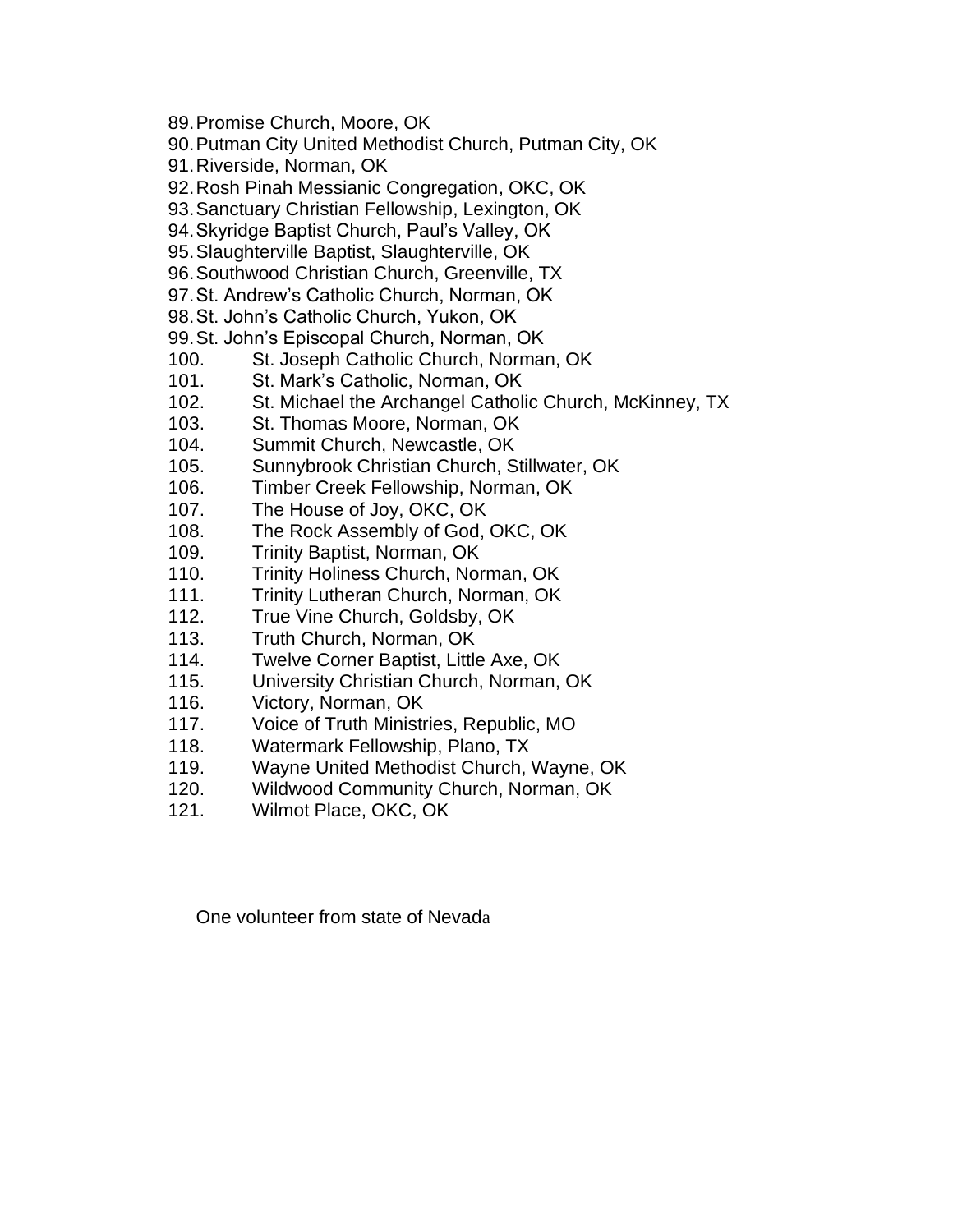89. Promise Church, Moore, OK
90. Putman City United Methodist Church, Putman City, OK
91. Riverside, Norman, OK
92. Rosh Pinah Messianic Congregation, OKC, OK
93. Sanctuary Christian Fellowship, Lexington, OK
94. Skyridge Baptist Church, Paul's Valley, OK
95. Slaughterville Baptist, Slaughterville, OK
96. Southwood Christian Church, Greenville, TX
97. St. Andrew's Catholic Church, Norman, OK
98. St. John's Catholic Church, Yukon, OK
99. St. John's Episcopal Church, Norman, OK
100. St. Joseph Catholic Church, Norman, OK
101. St. Mark's Catholic, Norman, OK
102. St. Michael the Archangel Catholic Church, McKinney, TX
103. St. Thomas Moore, Norman, OK
104. Summit Church, Newcastle, OK
105. Sunnybrook Christian Church, Stillwater, OK
106. Timber Creek Fellowship, Norman, OK
107. The House of Joy, OKC, OK
108. The Rock Assembly of God, OKC, OK
109. Trinity Baptist, Norman, OK
110. Trinity Holiness Church, Norman, OK
111. Trinity Lutheran Church, Norman, OK
112. True Vine Church, Goldsby, OK
113. Truth Church, Norman, OK
114. Twelve Corner Baptist, Little Axe, OK
115. University Christian Church, Norman, OK
116. Victory, Norman, OK
117. Voice of Truth Ministries, Republic, MO
118. Watermark Fellowship, Plano, TX
119. Wayne United Methodist Church, Wayne, OK
120. Wildwood Community Church, Norman, OK
121. Wilmot Place, OKC, OK

One volunteer from state of Nevada